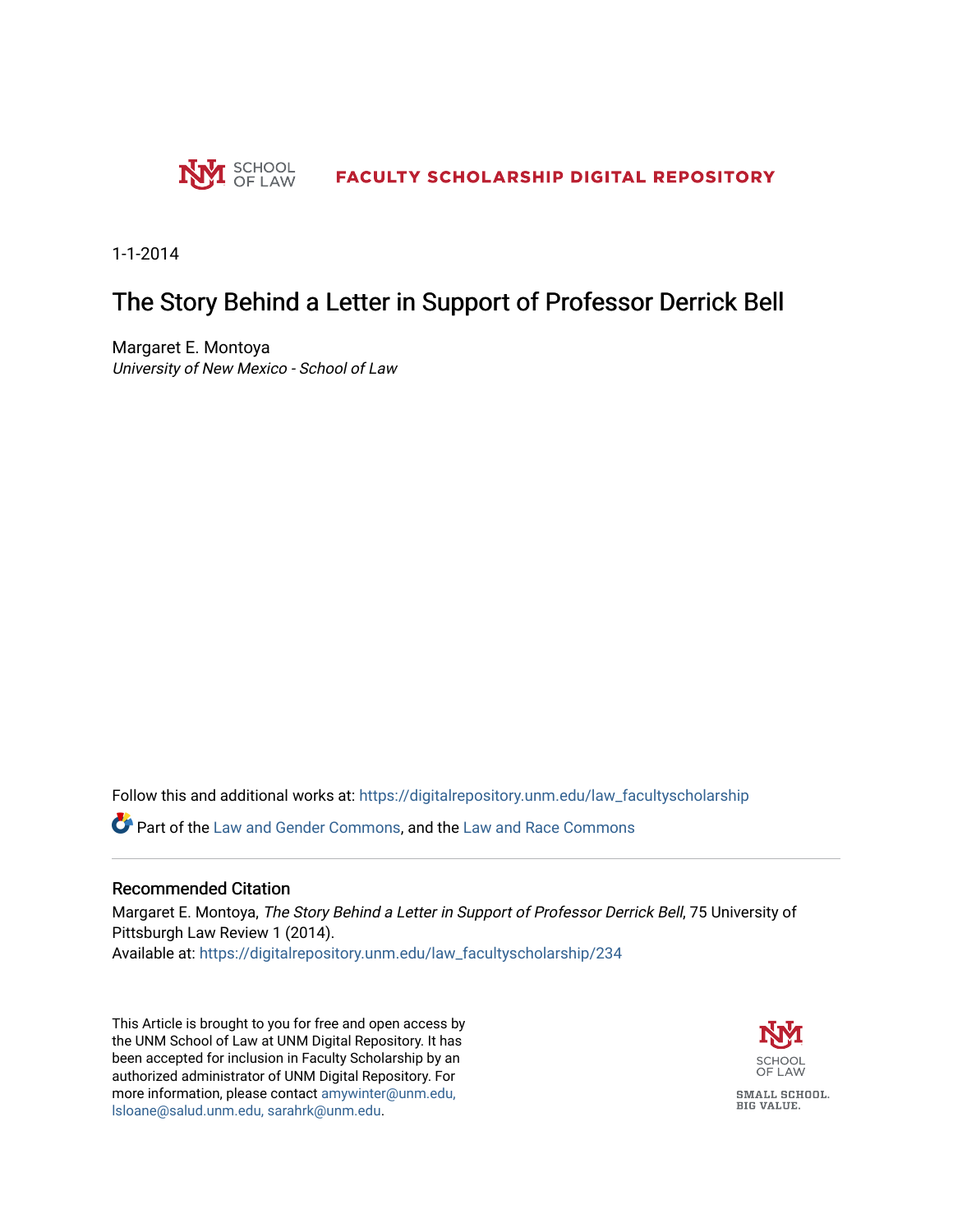UNM SCHOOL OF LAW

FACULTY SCHOLARSHIP DIGITAL REPOSITORY

1-1-2014

# The Story Behind a Letter in Support of Professor Derrick Bell

Margaret E. Montoya
*University of New Mexico - School of Law*

Follow this and additional works at: https://digitalrepository.unm.edu/law_facultyscholarship

Part of the Law and Gender Commons, and the Law and Race Commons

## Recommended Citation

Margaret E. Montoya, *The Story Behind a Letter in Support of Professor Derrick Bell*, 75 University of Pittsburgh Law Review 1 (2014).
Available at: https://digitalrepository.unm.edu/law_facultyscholarship/234

This Article is brought to you for free and open access by the UNM School of Law at UNM Digital Repository. It has been accepted for inclusion in Faculty Scholarship by an authorized administrator of UNM Digital Repository. For more information, please contact amywinter@unm.edu, lsloane@salud.unm.edu, sarahrk@unm.edu.

SCHOOL OF LAW

SMALL SCHOOL. BIG VALUE.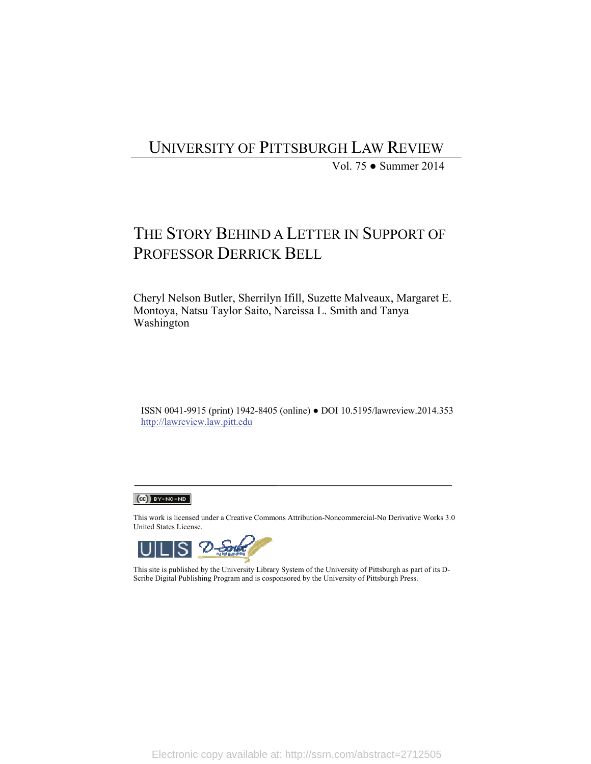# UNIVERSITY OF PITTSBURGH LAW REVIEW

Vol. 75 ● Summer 2014

## THE STORY BEHIND A LETTER IN SUPPORT OF PROFESSOR DERRICK BELL

Cheryl Nelson Butler, Sherrilyn Ifill, Suzette Malveaux, Margaret E. Montoya, Natsu Taylor Saito, Nareissa L. Smith and Tanya Washington

ISSN 0041-9915 (print) 1942-8405 (online) ● DOI 10.5195/lawreview.2014.353
http://lawreview.law.pitt.edu

This work is licensed under a Creative Commons Attribution-Noncommercial-No Derivative Works 3.0 United States License.

This site is published by the University Library System of the University of Pittsburgh as part of its D-Scribe Digital Publishing Program and is cosponsored by the University of Pittsburgh Press.

Electronic copy available at: http://ssrn.com/abstract=2712505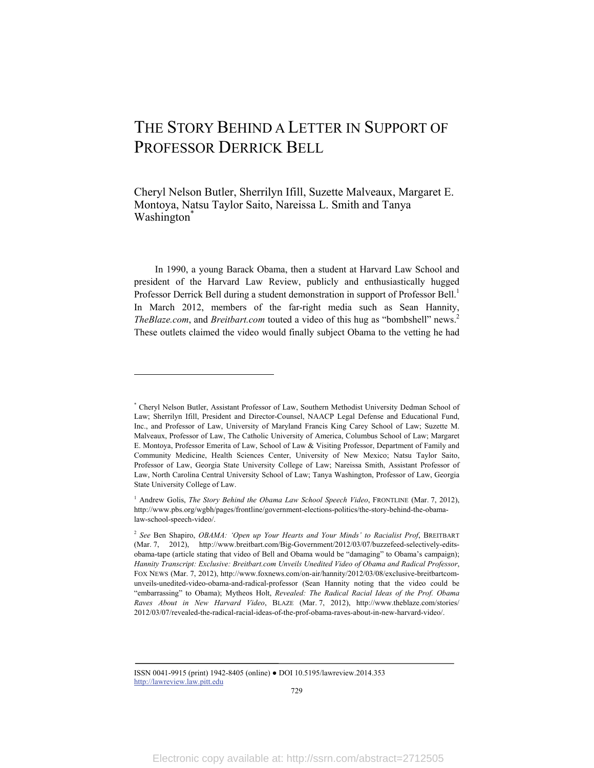# THE STORY BEHIND A LETTER IN SUPPORT OF PROFESSOR DERRICK BELL

Cheryl Nelson Butler, Sherrilyn Ifill, Suzette Malveaux, Margaret E. Montoya, Natsu Taylor Saito, Nareissa L. Smith and Tanya Washington[*]

In 1990, a young Barack Obama, then a student at Harvard Law School and president of the Harvard Law Review, publicly and enthusiastically hugged Professor Derrick Bell during a student demonstration in support of Professor Bell.[1] In March 2012, members of the far-right media such as Sean Hannity, *TheBlaze.com*, and *Breitbart.com* touted a video of this hug as "bombshell" news.[2] These outlets claimed the video would finally subject Obama to the vetting he had

---

[*] Cheryl Nelson Butler, Assistant Professor of Law, Southern Methodist University Dedman School of Law; Sherrilyn Ifill, President and Director-Counsel, NAACP Legal Defense and Educational Fund, Inc., and Professor of Law, University of Maryland Francis King Carey School of Law; Suzette M. Malveaux, Professor of Law, The Catholic University of America, Columbus School of Law; Margaret E. Montoya, Professor Emerita of Law, School of Law & Visiting Professor, Department of Family and Community Medicine, Health Sciences Center, University of New Mexico; Natsu Taylor Saito, Professor of Law, Georgia State University College of Law; Nareissa Smith, Assistant Professor of Law, North Carolina Central University School of Law; Tanya Washington, Professor of Law, Georgia State University College of Law.

[1] Andrew Golis, *The Story Behind the Obama Law School Speech Video*, FRONTLINE (Mar. 7, 2012), http://www.pbs.org/wgbh/pages/frontline/government-elections-politics/the-story-behind-the-obama-law-school-speech-video/.

[2] *See* Ben Shapiro, *OBAMA: 'Open up Your Hearts and Your Minds' to Racialist Prof*, BREITBART (Mar. 7, 2012), http://www.breitbart.com/Big-Government/2012/03/07/buzzfeed-selectively-edits-obama-tape (article stating that video of Bell and Obama would be "damaging" to Obama's campaign); *Hannity Transcript: Exclusive: Breitbart.com Unveils Unedited Video of Obama and Radical Professor*, FOX NEWS (Mar. 7, 2012), http://www.foxnews.com/on-air/hannity/2012/03/08/exclusive-breitbartcom-unveils-unedited-video-obama-and-radical-professor (Sean Hannity noting that the video could be "embarrassing" to Obama); Mytheos Holt, *Revealed: The Radical Racial Ideas of the Prof. Obama Raves About in New Harvard Video*, BLAZE (Mar. 7, 2012), http://www.theblaze.com/stories/2012/03/07/revealed-the-radical-racial-ideas-of-the-prof-obama-raves-about-in-new-harvard-video/.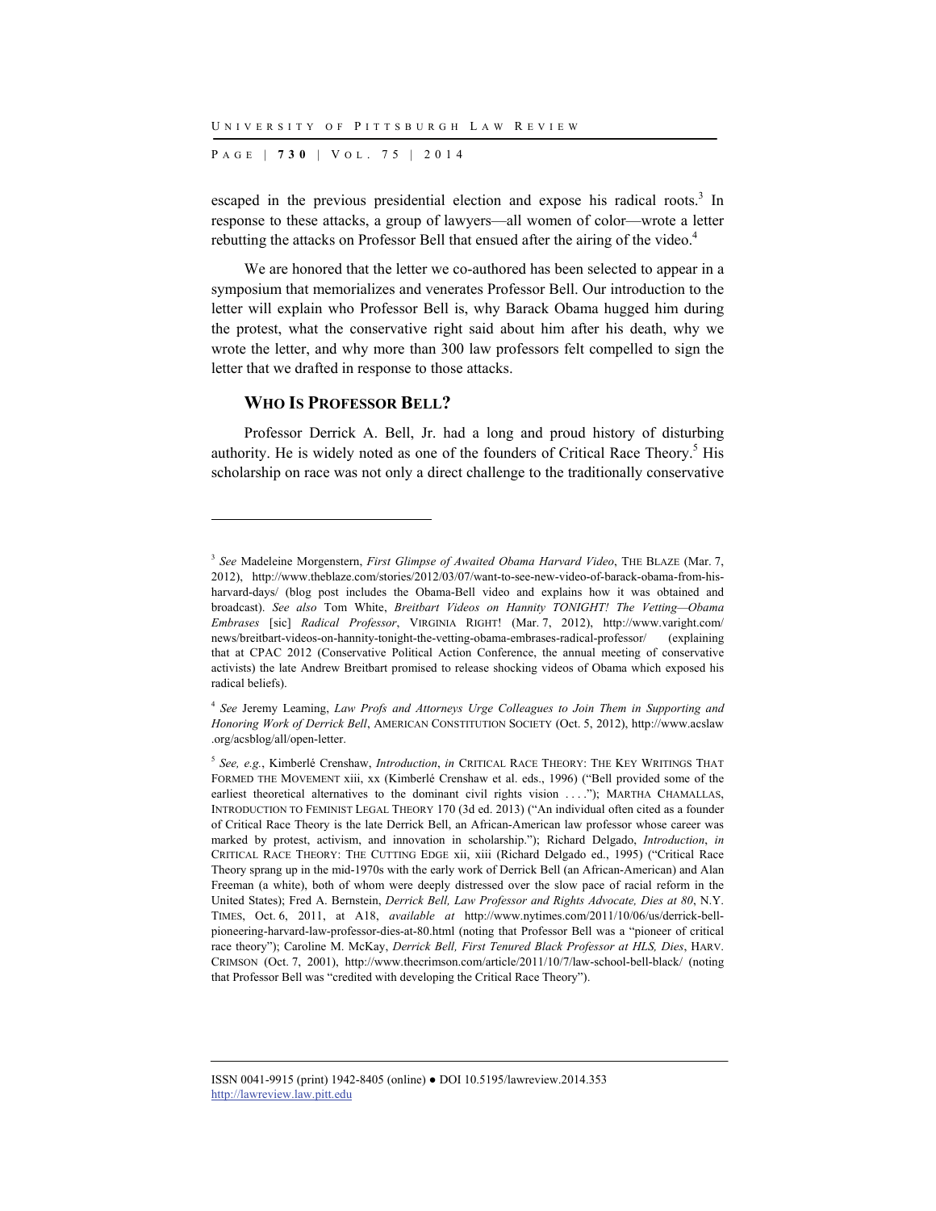escaped in the previous presidential election and expose his radical roots.[3] In response to these attacks, a group of lawyers—all women of color—wrote a letter rebutting the attacks on Professor Bell that ensued after the airing of the video.[4]

We are honored that the letter we co-authored has been selected to appear in a symposium that memorializes and venerates Professor Bell. Our introduction to the letter will explain who Professor Bell is, why Barack Obama hugged him during the protest, what the conservative right said about him after his death, why we wrote the letter, and why more than 300 law professors felt compelled to sign the letter that we drafted in response to those attacks.

## WHO IS PROFESSOR BELL?

Professor Derrick A. Bell, Jr. had a long and proud history of disturbing authority. He is widely noted as one of the founders of Critical Race Theory.[5] His scholarship on race was not only a direct challenge to the traditionally conservative

---

[3] *See* Madeleine Morgenstern, *First Glimpse of Awaited Obama Harvard Video*, THE BLAZE (Mar. 7, 2012), http://www.theblaze.com/stories/2012/03/07/want-to-see-new-video-of-barack-obama-from-his-harvard-days/ (blog post includes the Obama-Bell video and explains how it was obtained and broadcast). *See also* Tom White, *Breitbart Videos on Hannity TONIGHT! The Vetting—Obama Embrases* [sic] *Radical Professor*, VIRGINIA RIGHT! (Mar. 7, 2012), http://www.varight.com/news/breitbart-videos-on-hannity-tonight-the-vetting-obama-embrases-radical-professor/ (explaining that at CPAC 2012 (Conservative Political Action Conference, the annual meeting of conservative activists) the late Andrew Breitbart promised to release shocking videos of Obama which exposed his radical beliefs).

[4] *See* Jeremy Leaming, *Law Profs and Attorneys Urge Colleagues to Join Them in Supporting and Honoring Work of Derrick Bell*, AMERICAN CONSTITUTION SOCIETY (Oct. 5, 2012), http://www.acslaw.org/acsblog/all/open-letter.

[5] *See, e.g.*, Kimberlé Crenshaw, *Introduction*, *in* CRITICAL RACE THEORY: THE KEY WRITINGS THAT FORMED THE MOVEMENT xiii, xx (Kimberlé Crenshaw et al. eds., 1996) ("Bell provided some of the earliest theoretical alternatives to the dominant civil rights vision . . . ."); MARTHA CHAMALLAS, INTRODUCTION TO FEMINIST LEGAL THEORY 170 (3d ed. 2013) ("An individual often cited as a founder of Critical Race Theory is the late Derrick Bell, an African-American law professor whose career was marked by protest, activism, and innovation in scholarship."); Richard Delgado, *Introduction*, *in* CRITICAL RACE THEORY: THE CUTTING EDGE xii, xiii (Richard Delgado ed., 1995) ("Critical Race Theory sprang up in the mid-1970s with the early work of Derrick Bell (an African-American) and Alan Freeman (a white), both of whom were deeply distressed over the slow pace of racial reform in the United States); Fred A. Bernstein, *Derrick Bell, Law Professor and Rights Advocate, Dies at 80*, N.Y. TIMES, Oct. 6, 2011, at A18, *available at* http://www.nytimes.com/2011/10/06/us/derrick-bell-pioneering-harvard-law-professor-dies-at-80.html (noting that Professor Bell was a "pioneer of critical race theory"); Caroline M. McKay, *Derrick Bell, First Tenured Black Professor at HLS, Dies*, HARV. CRIMSON (Oct. 7, 2001), http://www.thecrimson.com/article/2011/10/7/law-school-bell-black/ (noting that Professor Bell was "credited with developing the Critical Race Theory").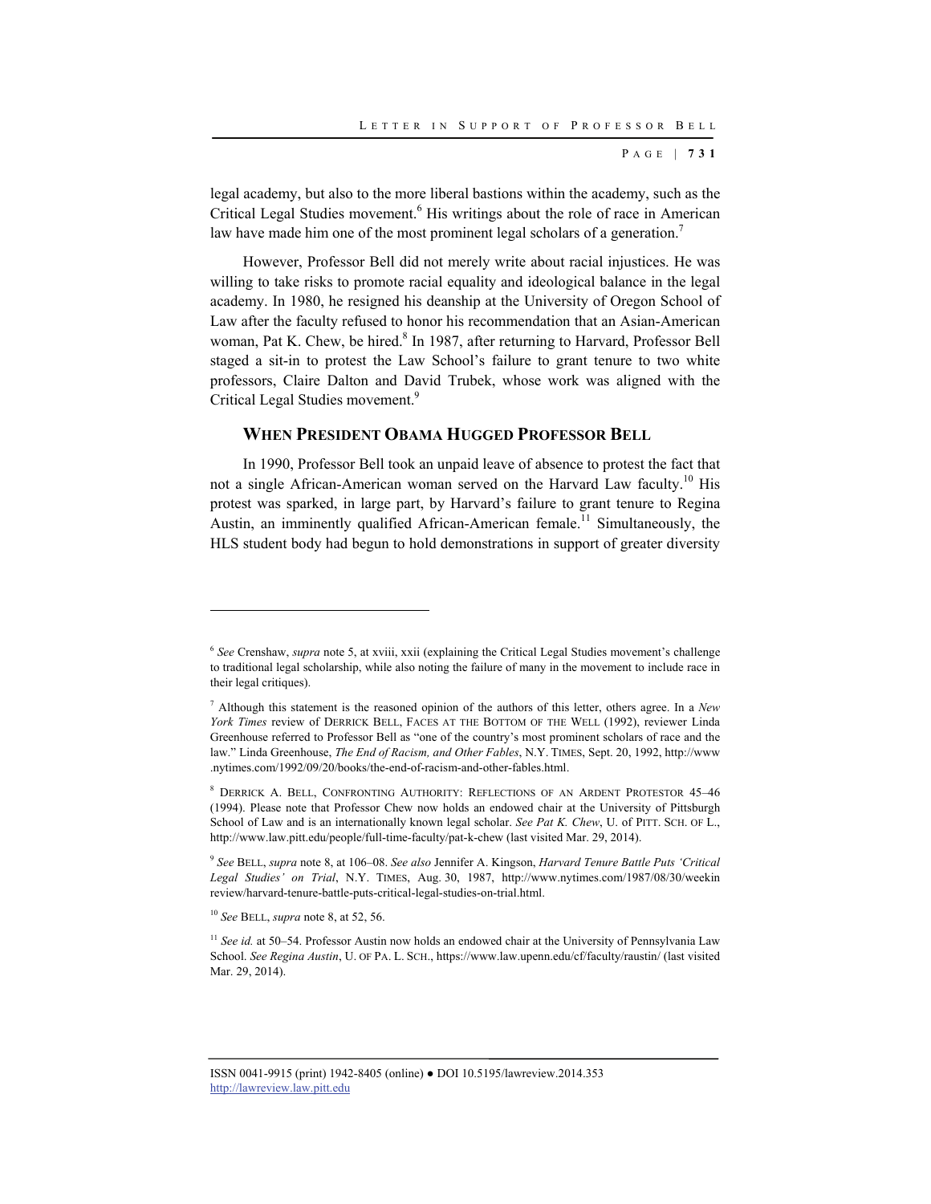legal academy, but also to the more liberal bastions within the academy, such as the Critical Legal Studies movement.[6] His writings about the role of race in American law have made him one of the most prominent legal scholars of a generation.[7]

However, Professor Bell did not merely write about racial injustices. He was willing to take risks to promote racial equality and ideological balance in the legal academy. In 1980, he resigned his deanship at the University of Oregon School of Law after the faculty refused to honor his recommendation that an Asian-American woman, Pat K. Chew, be hired.[8] In 1987, after returning to Harvard, Professor Bell staged a sit-in to protest the Law School's failure to grant tenure to two white professors, Claire Dalton and David Trubek, whose work was aligned with the Critical Legal Studies movement.[9]

### WHEN PRESIDENT OBAMA HUGGED PROFESSOR BELL

In 1990, Professor Bell took an unpaid leave of absence to protest the fact that not a single African-American woman served on the Harvard Law faculty.[10] His protest was sparked, in large part, by Harvard's failure to grant tenure to Regina Austin, an imminently qualified African-American female.[11] Simultaneously, the HLS student body had begun to hold demonstrations in support of greater diversity

---

[6] *See* Crenshaw, *supra* note 5, at xviii, xxii (explaining the Critical Legal Studies movement's challenge to traditional legal scholarship, while also noting the failure of many in the movement to include race in their legal critiques).

[7] Although this statement is the reasoned opinion of the authors of this letter, others agree. In a *New York Times* review of DERRICK BELL, FACES AT THE BOTTOM OF THE WELL (1992), reviewer Linda Greenhouse referred to Professor Bell as "one of the country's most prominent scholars of race and the law." Linda Greenhouse, *The End of Racism, and Other Fables*, N.Y. TIMES, Sept. 20, 1992, http://www.nytimes.com/1992/09/20/books/the-end-of-racism-and-other-fables.html.

[8] DERRICK A. BELL, CONFRONTING AUTHORITY: REFLECTIONS OF AN ARDENT PROTESTOR 45–46 (1994). Please note that Professor Chew now holds an endowed chair at the University of Pittsburgh School of Law and is an internationally known legal scholar. *See Pat K. Chew*, U. of PITT. SCH. OF L., http://www.law.pitt.edu/people/full-time-faculty/pat-k-chew (last visited Mar. 29, 2014).

[9] *See* BELL, *supra* note 8, at 106–08. *See also* Jennifer A. Kingson, *Harvard Tenure Battle Puts 'Critical Legal Studies' on Trial*, N.Y. TIMES, Aug. 30, 1987, http://www.nytimes.com/1987/08/30/weekinreview/harvard-tenure-battle-puts-critical-legal-studies-on-trial.html.

[10] *See* BELL, *supra* note 8, at 52, 56.

[11] *See id.* at 50–54. Professor Austin now holds an endowed chair at the University of Pennsylvania Law School. *See Regina Austin*, U. OF PA. L. SCH., https://www.law.upenn.edu/cf/faculty/raustin/ (last visited Mar. 29, 2014).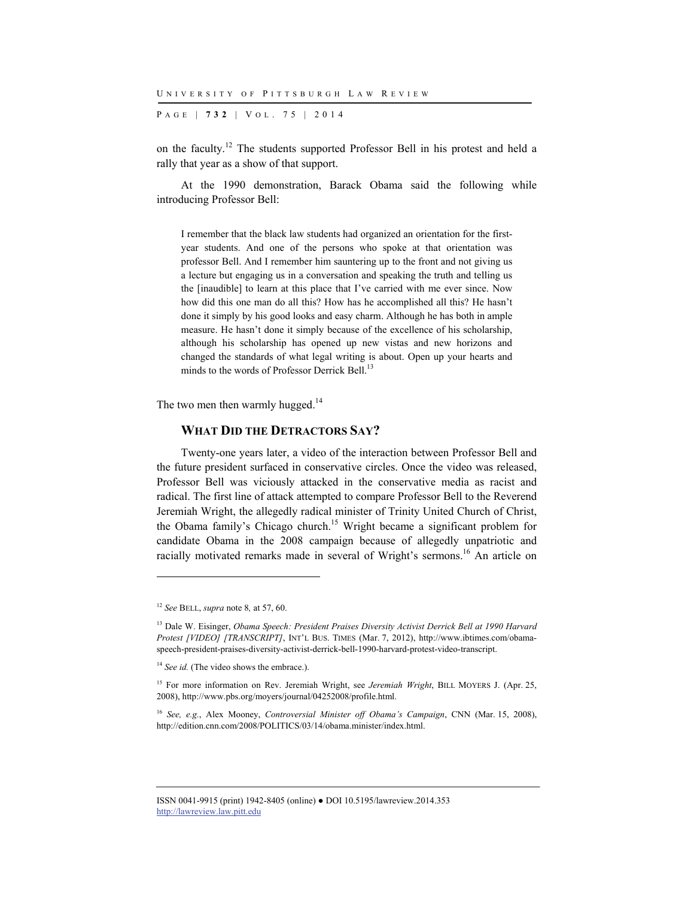on the faculty.[12] The students supported Professor Bell in his protest and held a rally that year as a show of that support.

At the 1990 demonstration, Barack Obama said the following while introducing Professor Bell:

> I remember that the black law students had organized an orientation for the first-year students. And one of the persons who spoke at that orientation was professor Bell. And I remember him sauntering up to the front and not giving us a lecture but engaging us in a conversation and speaking the truth and telling us the [inaudible] to learn at this place that I've carried with me ever since. Now how did this one man do all this? How has he accomplished all this? He hasn't done it simply by his good looks and easy charm. Although he has both in ample measure. He hasn't done it simply because of the excellence of his scholarship, although his scholarship has opened up new vistas and new horizons and changed the standards of what legal writing is about. Open up your hearts and minds to the words of Professor Derrick Bell.[13]

The two men then warmly hugged.[14]

## WHAT DID THE DETRACTORS SAY?

Twenty-one years later, a video of the interaction between Professor Bell and the future president surfaced in conservative circles. Once the video was released, Professor Bell was viciously attacked in the conservative media as racist and radical. The first line of attack attempted to compare Professor Bell to the Reverend Jeremiah Wright, the allegedly radical minister of Trinity United Church of Christ, the Obama family's Chicago church.[15] Wright became a significant problem for candidate Obama in the 2008 campaign because of allegedly unpatriotic and racially motivated remarks made in several of Wright's sermons.[16] An article on

---

[12] *See* BELL, *supra* note 8, at 57, 60.

[13] Dale W. Eisinger, *Obama Speech: President Praises Diversity Activist Derrick Bell at 1990 Harvard Protest [VIDEO] [TRANSCRIPT]*, INT'L BUS. TIMES (Mar. 7, 2012), http://www.ibtimes.com/obama-speech-president-praises-diversity-activist-derrick-bell-1990-harvard-protest-video-transcript.

[14] *See id.* (The video shows the embrace.).

[15] For more information on Rev. Jeremiah Wright, see *Jeremiah Wright*, BILL MOYERS J. (Apr. 25, 2008), http://www.pbs.org/moyers/journal/04252008/profile.html.

[16] *See, e.g.*, Alex Mooney, *Controversial Minister off Obama's Campaign*, CNN (Mar. 15, 2008), http://edition.cnn.com/2008/POLITICS/03/14/obama.minister/index.html.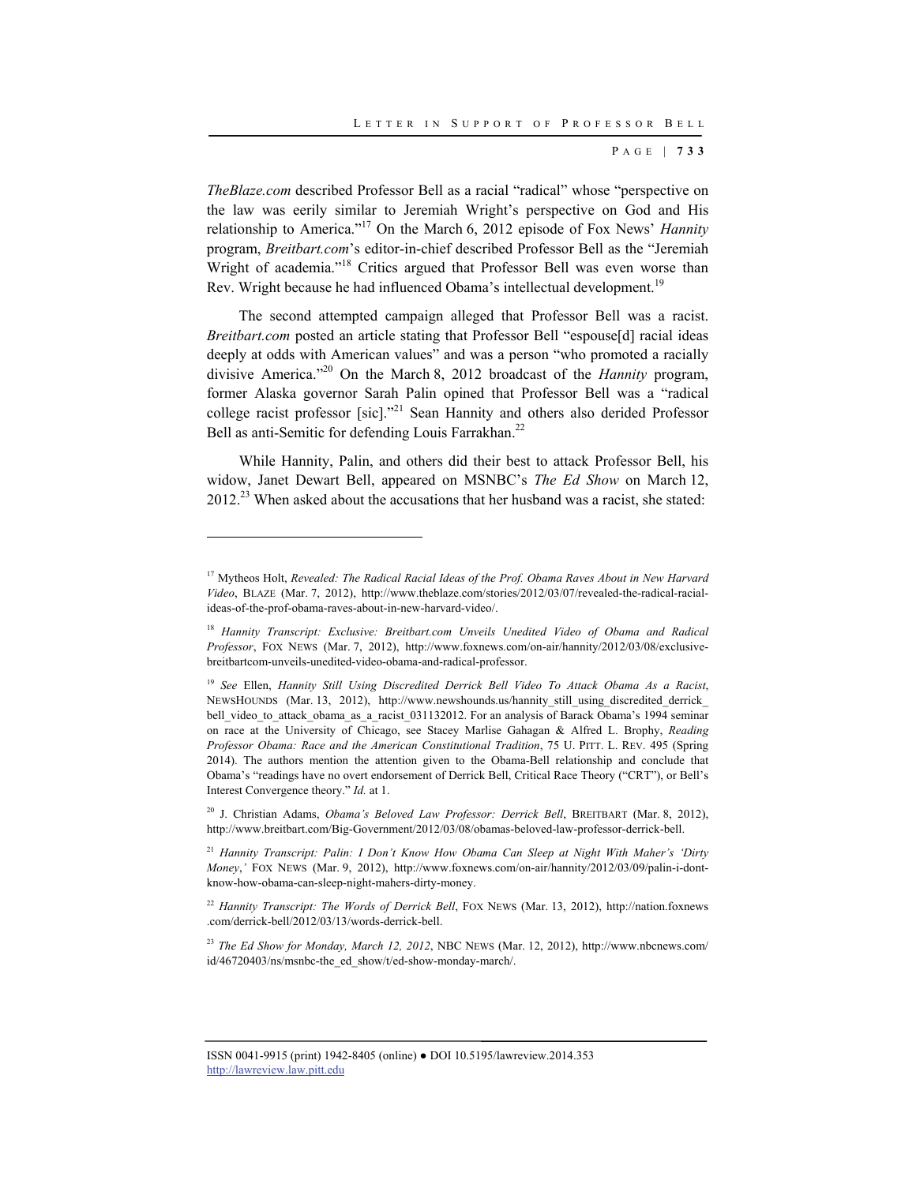*TheBlaze.com* described Professor Bell as a racial "radical" whose "perspective on the law was eerily similar to Jeremiah Wright's perspective on God and His relationship to America."[17] On the March 6, 2012 episode of Fox News' *Hannity* program, *Breitbart.com*'s editor-in-chief described Professor Bell as the "Jeremiah Wright of academia."[18] Critics argued that Professor Bell was even worse than Rev. Wright because he had influenced Obama's intellectual development.[19]

The second attempted campaign alleged that Professor Bell was a racist. *Breitbart.com* posted an article stating that Professor Bell "espouse[d] racial ideas deeply at odds with American values" and was a person "who promoted a racially divisive America."[20] On the March 8, 2012 broadcast of the *Hannity* program, former Alaska governor Sarah Palin opined that Professor Bell was a "radical college racist professor [sic]."[21] Sean Hannity and others also derided Professor Bell as anti-Semitic for defending Louis Farrakhan.[22]

While Hannity, Palin, and others did their best to attack Professor Bell, his widow, Janet Dewart Bell, appeared on MSNBC's *The Ed Show* on March 12, 2012.[23] When asked about the accusations that her husband was a racist, she stated:

---

[17] Mytheos Holt, *Revealed: The Radical Racial Ideas of the Prof. Obama Raves About in New Harvard Video*, BLAZE (Mar. 7, 2012), http://www.theblaze.com/stories/2012/03/07/revealed-the-radical-racial-ideas-of-the-prof-obama-raves-about-in-new-harvard-video/.

[18] *Hannity Transcript: Exclusive: Breitbart.com Unveils Unedited Video of Obama and Radical Professor*, FOX NEWS (Mar. 7, 2012), http://www.foxnews.com/on-air/hannity/2012/03/08/exclusive-breitbartcom-unveils-unedited-video-obama-and-radical-professor.

[19] *See* Ellen, *Hannity Still Using Discredited Derrick Bell Video To Attack Obama As a Racist*, NEWSHOUNDS (Mar. 13, 2012), http://www.newshounds.us/hannity_still_using_discredited_derrick_bell_video_to_attack_obama_as_a_racist_031132012. For an analysis of Barack Obama's 1994 seminar on race at the University of Chicago, see Stacey Marlise Gahagan & Alfred L. Brophy, *Reading Professor Obama: Race and the American Constitutional Tradition*, 75 U. PITT. L. REV. 495 (Spring 2014). The authors mention the attention given to the Obama-Bell relationship and conclude that Obama's "readings have no overt endorsement of Derrick Bell, Critical Race Theory ("CRT"), or Bell's Interest Convergence theory." *Id.* at 1.

[20] J. Christian Adams, *Obama's Beloved Law Professor: Derrick Bell*, BREITBART (Mar. 8, 2012), http://www.breitbart.com/Big-Government/2012/03/08/obamas-beloved-law-professor-derrick-bell.

[21] *Hannity Transcript: Palin: I Don't Know How Obama Can Sleep at Night With Maher's 'Dirty Money*,*'* FOX NEWS (Mar. 9, 2012), http://www.foxnews.com/on-air/hannity/2012/03/09/palin-i-dont-know-how-obama-can-sleep-night-mahers-dirty-money.

[22] *Hannity Transcript: The Words of Derrick Bell*, FOX NEWS (Mar. 13, 2012), http://nation.foxnews.com/derrick-bell/2012/03/13/words-derrick-bell.

[23] *The Ed Show for Monday, March 12, 2012*, NBC NEWS (Mar. 12, 2012), http://www.nbcnews.com/id/46720403/ns/msnbc-the_ed_show/t/ed-show-monday-march/.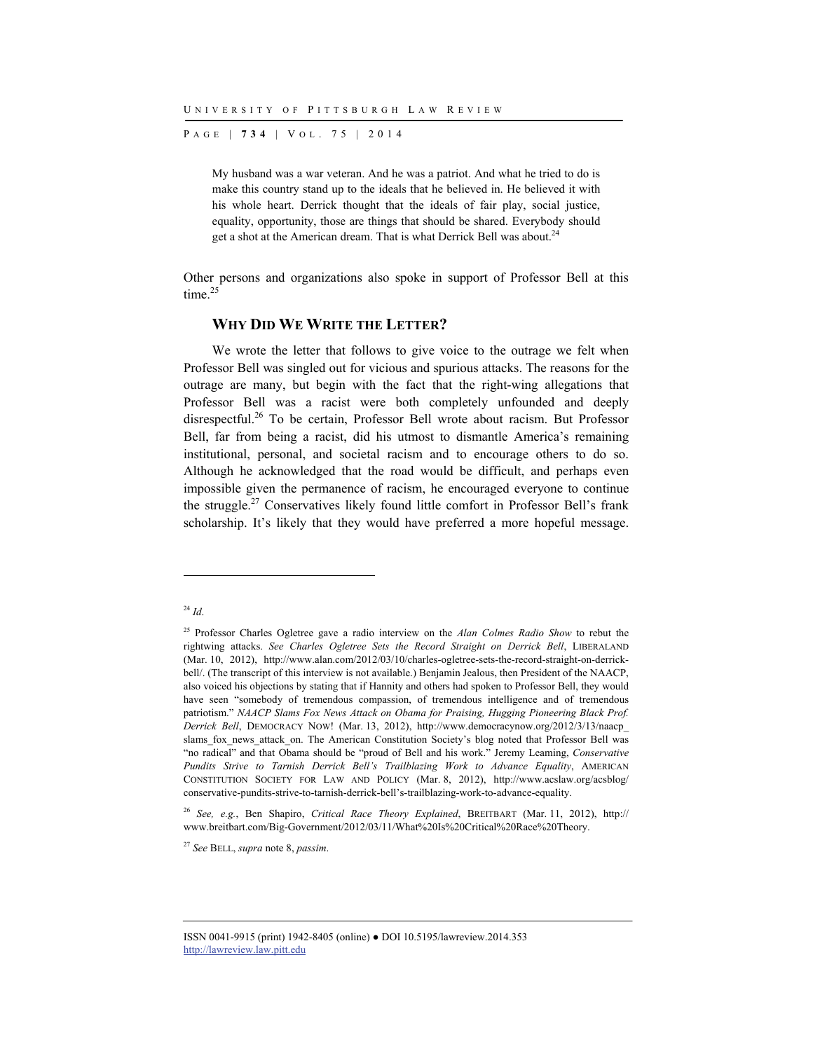> My husband was a war veteran. And he was a patriot. And what he tried to do is make this country stand up to the ideals that he believed in. He believed it with his whole heart. Derrick thought that the ideals of fair play, social justice, equality, opportunity, those are things that should be shared. Everybody should get a shot at the American dream. That is what Derrick Bell was about.[24]

Other persons and organizations also spoke in support of Professor Bell at this time.[25]

## WHY DID WE WRITE THE LETTER?

We wrote the letter that follows to give voice to the outrage we felt when Professor Bell was singled out for vicious and spurious attacks. The reasons for the outrage are many, but begin with the fact that the right-wing allegations that Professor Bell was a racist were both completely unfounded and deeply disrespectful.[26] To be certain, Professor Bell wrote about racism. But Professor Bell, far from being a racist, did his utmost to dismantle America's remaining institutional, personal, and societal racism and to encourage others to do so. Although he acknowledged that the road would be difficult, and perhaps even impossible given the permanence of racism, he encouraged everyone to continue the struggle.[27] Conservatives likely found little comfort in Professor Bell's frank scholarship. It's likely that they would have preferred a more hopeful message.

---

[24] *Id.*

[25] Professor Charles Ogletree gave a radio interview on the *Alan Colmes Radio Show* to rebut the rightwing attacks. *See Charles Ogletree Sets the Record Straight on Derrick Bell*, LIBERALAND (Mar. 10, 2012), http://www.alan.com/2012/03/10/charles-ogletree-sets-the-record-straight-on-derrick-bell/. (The transcript of this interview is not available.) Benjamin Jealous, then President of the NAACP, also voiced his objections by stating that if Hannity and others had spoken to Professor Bell, they would have seen "somebody of tremendous compassion, of tremendous intelligence and of tremendous patriotism." *NAACP Slams Fox News Attack on Obama for Praising, Hugging Pioneering Black Prof. Derrick Bell*, DEMOCRACY NOW! (Mar. 13, 2012), http://www.democracynow.org/2012/3/13/naacp_slams_fox_news_attack_on. The American Constitution Society's blog noted that Professor Bell was "no radical" and that Obama should be "proud of Bell and his work." Jeremy Leaming, *Conservative Pundits Strive to Tarnish Derrick Bell's Trailblazing Work to Advance Equality*, AMERICAN CONSTITUTION SOCIETY FOR LAW AND POLICY (Mar. 8, 2012), http://www.acslaw.org/acsblog/conservative-pundits-strive-to-tarnish-derrick-bell's-trailblazing-work-to-advance-equality.

[26] *See, e.g.*, Ben Shapiro, *Critical Race Theory Explained*, BREITBART (Mar. 11, 2012), http://www.breitbart.com/Big-Government/2012/03/11/What%20Is%20Critical%20Race%20Theory.

[27] *See* BELL, *supra* note 8, *passim*.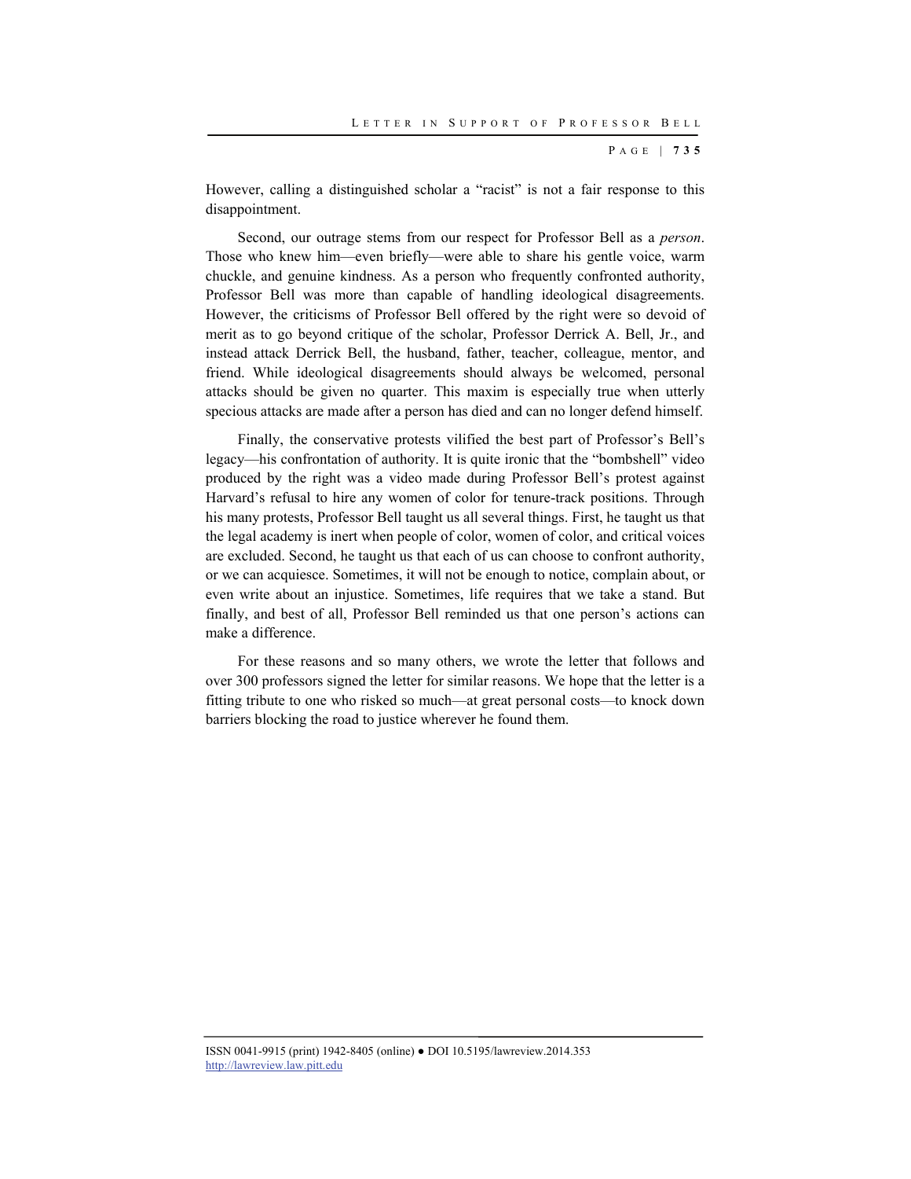However, calling a distinguished scholar a "racist" is not a fair response to this disappointment.

Second, our outrage stems from our respect for Professor Bell as a *person*. Those who knew him—even briefly—were able to share his gentle voice, warm chuckle, and genuine kindness. As a person who frequently confronted authority, Professor Bell was more than capable of handling ideological disagreements. However, the criticisms of Professor Bell offered by the right were so devoid of merit as to go beyond critique of the scholar, Professor Derrick A. Bell, Jr., and instead attack Derrick Bell, the husband, father, teacher, colleague, mentor, and friend. While ideological disagreements should always be welcomed, personal attacks should be given no quarter. This maxim is especially true when utterly specious attacks are made after a person has died and can no longer defend himself.

Finally, the conservative protests vilified the best part of Professor's Bell's legacy—his confrontation of authority. It is quite ironic that the "bombshell" video produced by the right was a video made during Professor Bell's protest against Harvard's refusal to hire any women of color for tenure-track positions. Through his many protests, Professor Bell taught us all several things. First, he taught us that the legal academy is inert when people of color, women of color, and critical voices are excluded. Second, he taught us that each of us can choose to confront authority, or we can acquiesce. Sometimes, it will not be enough to notice, complain about, or even write about an injustice. Sometimes, life requires that we take a stand. But finally, and best of all, Professor Bell reminded us that one person's actions can make a difference.

For these reasons and so many others, we wrote the letter that follows and over 300 professors signed the letter for similar reasons. We hope that the letter is a fitting tribute to one who risked so much—at great personal costs—to knock down barriers blocking the road to justice wherever he found them.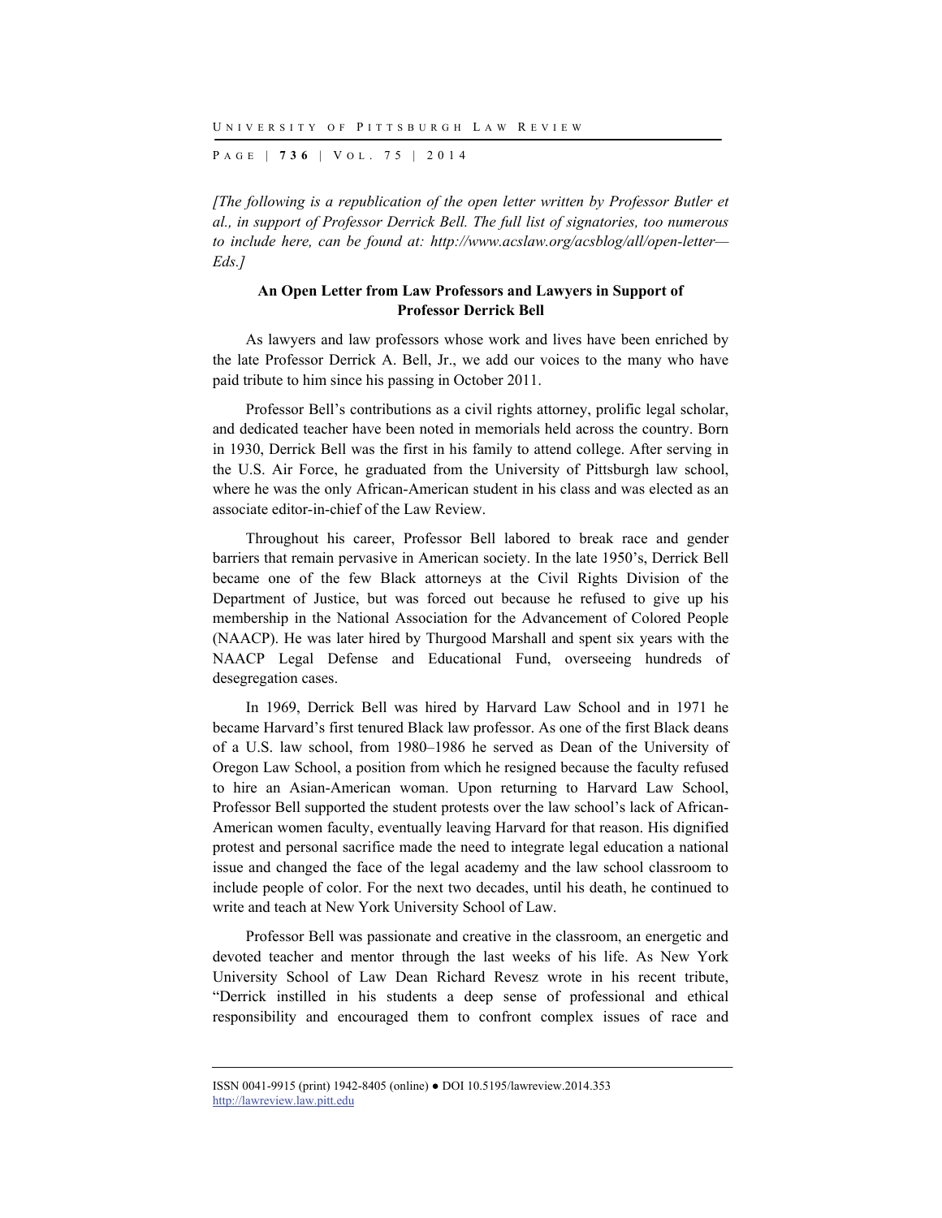*[The following is a republication of the open letter written by Professor Butler et al., in support of Professor Derrick Bell. The full list of signatories, too numerous to include here, can be found at: http://www.acslaw.org/acsblog/all/open-letter—Eds.]*

**An Open Letter from Law Professors and Lawyers in Support of Professor Derrick Bell**

As lawyers and law professors whose work and lives have been enriched by the late Professor Derrick A. Bell, Jr., we add our voices to the many who have paid tribute to him since his passing in October 2011.

Professor Bell's contributions as a civil rights attorney, prolific legal scholar, and dedicated teacher have been noted in memorials held across the country. Born in 1930, Derrick Bell was the first in his family to attend college. After serving in the U.S. Air Force, he graduated from the University of Pittsburgh law school, where he was the only African-American student in his class and was elected as an associate editor-in-chief of the Law Review.

Throughout his career, Professor Bell labored to break race and gender barriers that remain pervasive in American society. In the late 1950's, Derrick Bell became one of the few Black attorneys at the Civil Rights Division of the Department of Justice, but was forced out because he refused to give up his membership in the National Association for the Advancement of Colored People (NAACP). He was later hired by Thurgood Marshall and spent six years with the NAACP Legal Defense and Educational Fund, overseeing hundreds of desegregation cases.

In 1969, Derrick Bell was hired by Harvard Law School and in 1971 he became Harvard's first tenured Black law professor. As one of the first Black deans of a U.S. law school, from 1980–1986 he served as Dean of the University of Oregon Law School, a position from which he resigned because the faculty refused to hire an Asian-American woman. Upon returning to Harvard Law School, Professor Bell supported the student protests over the law school's lack of African-American women faculty, eventually leaving Harvard for that reason. His dignified protest and personal sacrifice made the need to integrate legal education a national issue and changed the face of the legal academy and the law school classroom to include people of color. For the next two decades, until his death, he continued to write and teach at New York University School of Law.

Professor Bell was passionate and creative in the classroom, an energetic and devoted teacher and mentor through the last weeks of his life. As New York University School of Law Dean Richard Revesz wrote in his recent tribute, "Derrick instilled in his students a deep sense of professional and ethical responsibility and encouraged them to confront complex issues of race and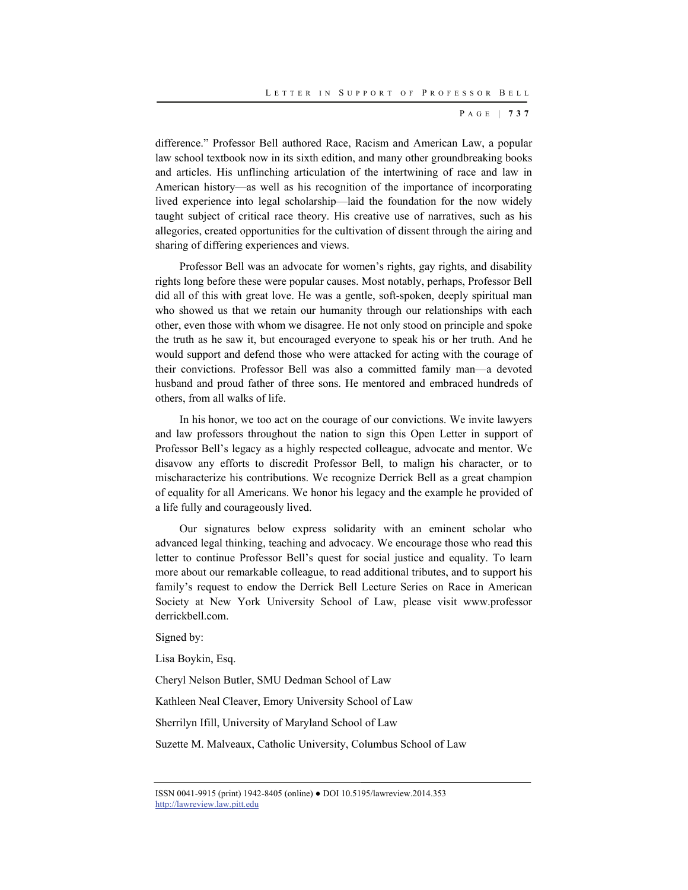difference." Professor Bell authored Race, Racism and American Law, a popular law school textbook now in its sixth edition, and many other groundbreaking books and articles. His unflinching articulation of the intertwining of race and law in American history—as well as his recognition of the importance of incorporating lived experience into legal scholarship—laid the foundation for the now widely taught subject of critical race theory. His creative use of narratives, such as his allegories, created opportunities for the cultivation of dissent through the airing and sharing of differing experiences and views.

Professor Bell was an advocate for women's rights, gay rights, and disability rights long before these were popular causes. Most notably, perhaps, Professor Bell did all of this with great love. He was a gentle, soft-spoken, deeply spiritual man who showed us that we retain our humanity through our relationships with each other, even those with whom we disagree. He not only stood on principle and spoke the truth as he saw it, but encouraged everyone to speak his or her truth. And he would support and defend those who were attacked for acting with the courage of their convictions. Professor Bell was also a committed family man—a devoted husband and proud father of three sons. He mentored and embraced hundreds of others, from all walks of life.

In his honor, we too act on the courage of our convictions. We invite lawyers and law professors throughout the nation to sign this Open Letter in support of Professor Bell's legacy as a highly respected colleague, advocate and mentor. We disavow any efforts to discredit Professor Bell, to malign his character, or to mischaracterize his contributions. We recognize Derrick Bell as a great champion of equality for all Americans. We honor his legacy and the example he provided of a life fully and courageously lived.

Our signatures below express solidarity with an eminent scholar who advanced legal thinking, teaching and advocacy. We encourage those who read this letter to continue Professor Bell's quest for social justice and equality. To learn more about our remarkable colleague, to read additional tributes, and to support his family's request to endow the Derrick Bell Lecture Series on Race in American Society at New York University School of Law, please visit www.professorderrickbell.com.

Signed by:

Lisa Boykin, Esq.

Cheryl Nelson Butler, SMU Dedman School of Law

Kathleen Neal Cleaver, Emory University School of Law

Sherrilyn Ifill, University of Maryland School of Law

Suzette M. Malveaux, Catholic University, Columbus School of Law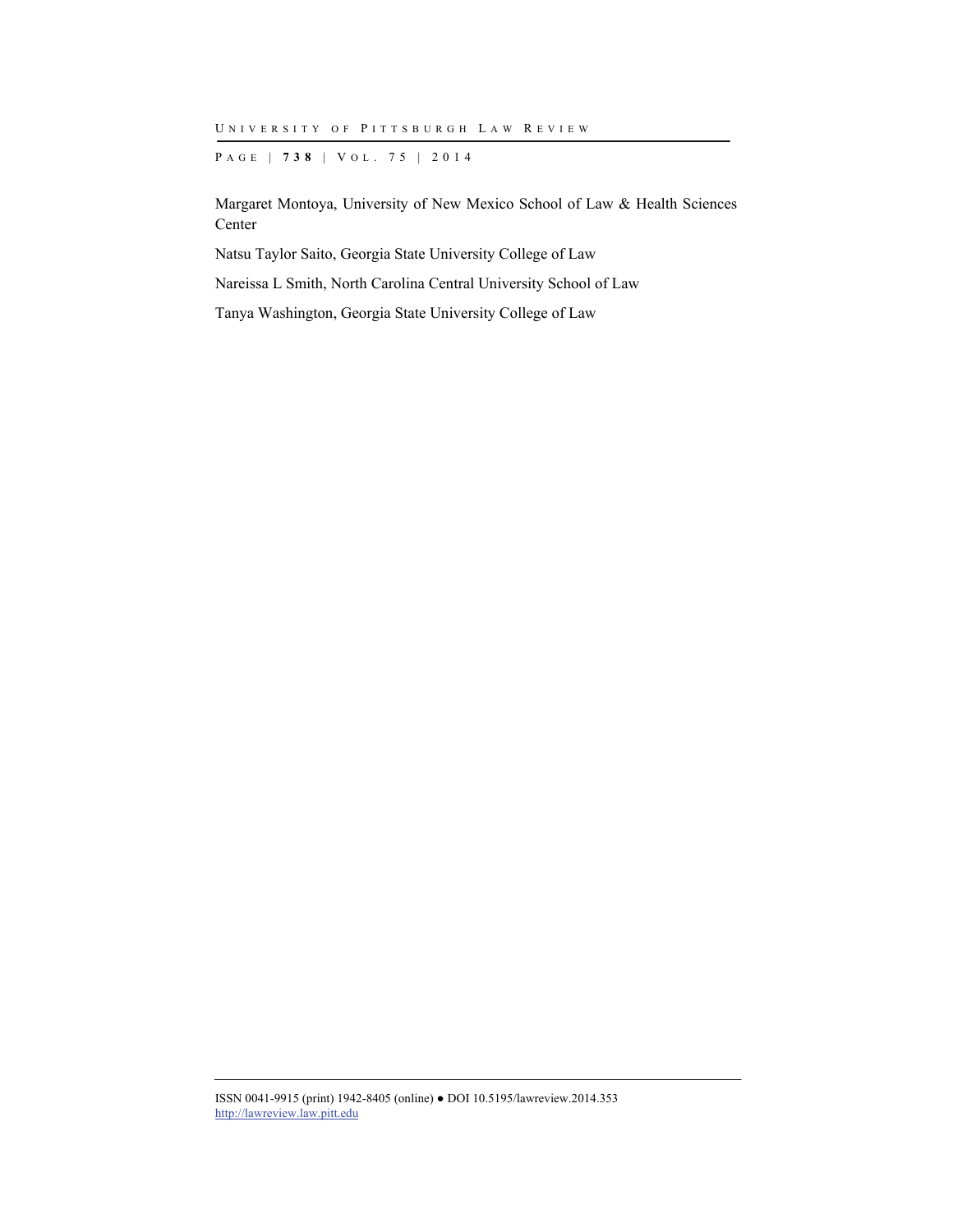Margaret Montoya, University of New Mexico School of Law & Health Sciences Center

Natsu Taylor Saito, Georgia State University College of Law

Nareissa L Smith, North Carolina Central University School of Law

Tanya Washington, Georgia State University College of Law